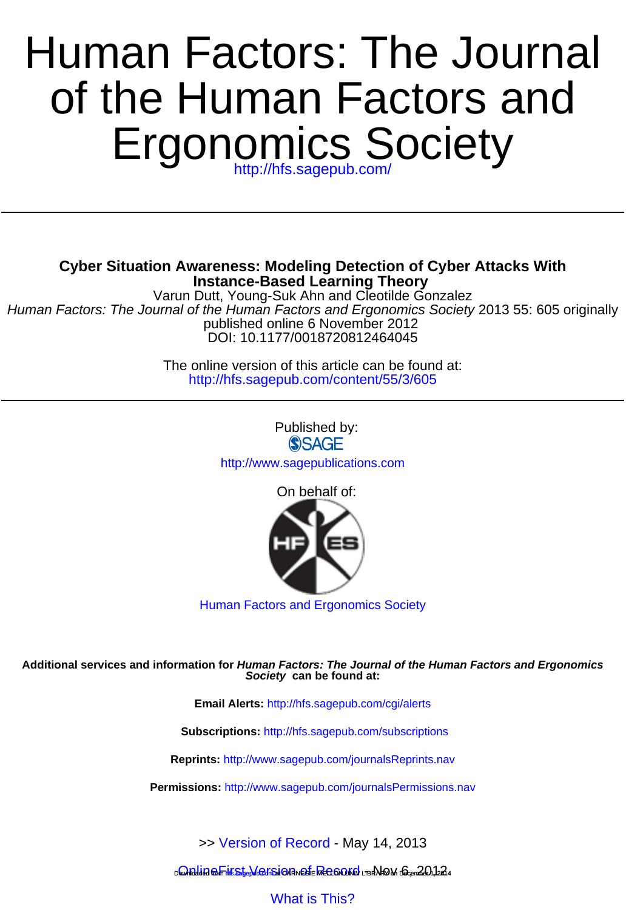# Human Factors: The Journal of the Human Factors and Ergonomics Society

http://hfs.sagepub.com/

---

**Cyber Situation Awareness: Modeling Detection of Cyber Attacks With Instance-Based Learning Theory**

Varun Dutt, Young-Suk Ahn and Cleotilde Gonzalez

*Human Factors: The Journal of the Human Factors and Ergonomics Society* 2013 55: 605 originally published online 6 November 2012

DOI: 10.1177/0018720812464045

The online version of this article can be found at:
http://hfs.sagepub.com/content/55/3/605

---

Published by:

SAGE

http://www.sagepublications.com

On behalf of:

Human Factors and Ergonomics Society

**Additional services and information for *Human Factors: The Journal of the Human Factors and Ergonomics Society* can be found at:**

**Email Alerts:** http://hfs.sagepub.com/cgi/alerts

**Subscriptions:** http://hfs.sagepub.com/subscriptions

**Reprints:** http://www.sagepub.com/journalsReprints.nav

**Permissions:** http://www.sagepub.com/journalsPermissions.nav

>> Version of Record - May 14, 2013

OnlineFirst Version of Record - Nov 6, 2012

What is This?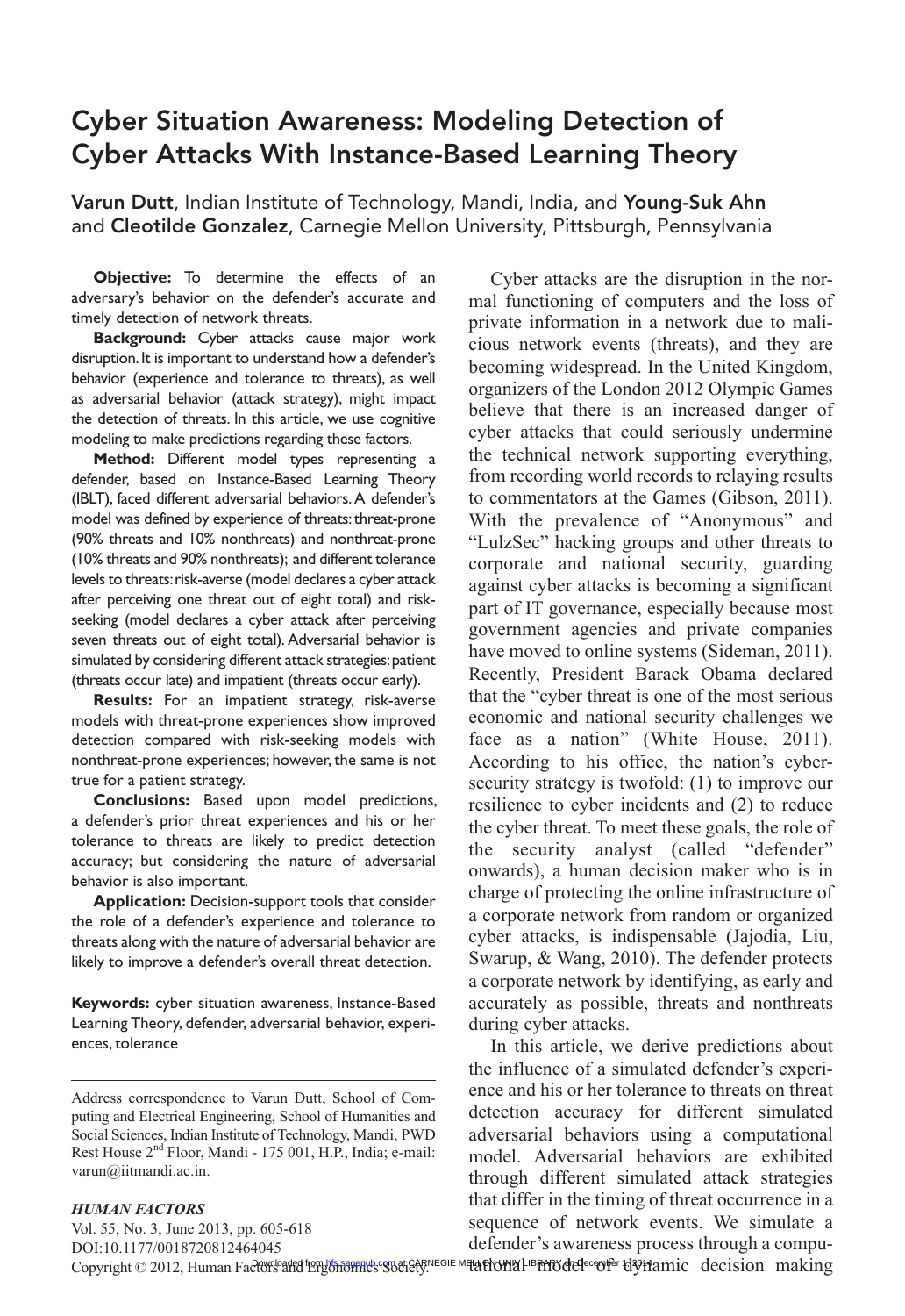# Cyber Situation Awareness: Modeling Detection of Cyber Attacks With Instance-Based Learning Theory

**Varun Dutt**, Indian Institute of Technology, Mandi, India, and **Young-Suk Ahn** and **Cleotilde Gonzalez**, Carnegie Mellon University, Pittsburgh, Pennsylvania

**Objective:** To determine the effects of an adversary's behavior on the defender's accurate and timely detection of network threats.

**Background:** Cyber attacks cause major work disruption. It is important to understand how a defender's behavior (experience and tolerance to threats), as well as adversarial behavior (attack strategy), might impact the detection of threats. In this article, we use cognitive modeling to make predictions regarding these factors.

**Method:** Different model types representing a defender, based on Instance-Based Learning Theory (IBLT), faced different adversarial behaviors. A defender's model was defined by experience of threats: threat-prone (90% threats and 10% nonthreats) and nonthreat-prone (10% threats and 90% nonthreats); and different tolerance levels to threats: risk-averse (model declares a cyber attack after perceiving one threat out of eight total) and risk-seeking (model declares a cyber attack after perceiving seven threats out of eight total). Adversarial behavior is simulated by considering different attack strategies: patient (threats occur late) and impatient (threats occur early).

**Results:** For an impatient strategy, risk-averse models with threat-prone experiences show improved detection compared with risk-seeking models with nonthreat-prone experiences; however, the same is not true for a patient strategy.

**Conclusions:** Based upon model predictions, a defender's prior threat experiences and his or her tolerance to threats are likely to predict detection accuracy; but considering the nature of adversarial behavior is also important.

**Application:** Decision-support tools that consider the role of a defender's experience and tolerance to threats along with the nature of adversarial behavior are likely to improve a defender's overall threat detection.

**Keywords:** cyber situation awareness, Instance-Based Learning Theory, defender, adversarial behavior, experiences, tolerance

Address correspondence to Varun Dutt, School of Computing and Electrical Engineering, School of Humanities and Social Sciences, Indian Institute of Technology, Mandi, PWD Rest House 2nd Floor, Mandi - 175 001, H.P., India; e-mail: varun@iitmandi.ac.in.

*HUMAN FACTORS*
Vol. 55, No. 3, June 2013, pp. 605-618
DOI:10.1177/0018720812464045
Copyright © 2012, Human Factors and Ergonomics Society.

Cyber attacks are the disruption in the normal functioning of computers and the loss of private information in a network due to malicious network events (threats), and they are becoming widespread. In the United Kingdom, organizers of the London 2012 Olympic Games believe that there is an increased danger of cyber attacks that could seriously undermine the technical network supporting everything, from recording world records to relaying results to commentators at the Games (Gibson, 2011). With the prevalence of "Anonymous" and "LulzSec" hacking groups and other threats to corporate and national security, guarding against cyber attacks is becoming a significant part of IT governance, especially because most government agencies and private companies have moved to online systems (Sideman, 2011). Recently, President Barack Obama declared that the "cyber threat is one of the most serious economic and national security challenges we face as a nation" (White House, 2011). According to his office, the nation's cybersecurity strategy is twofold: (1) to improve our resilience to cyber incidents and (2) to reduce the cyber threat. To meet these goals, the role of the security analyst (called "defender" onwards), a human decision maker who is in charge of protecting the online infrastructure of a corporate network from random or organized cyber attacks, is indispensable (Jajodia, Liu, Swarup, & Wang, 2010). The defender protects a corporate network by identifying, as early and accurately as possible, threats and nonthreats during cyber attacks.

In this article, we derive predictions about the influence of a simulated defender's experience and his or her tolerance to threats on threat detection accuracy for different simulated adversarial behaviors using a computational model. Adversarial behaviors are exhibited through different simulated attack strategies that differ in the timing of threat occurrence in a sequence of network events. We simulate a defender's awareness process through a computational model of dynamic decision making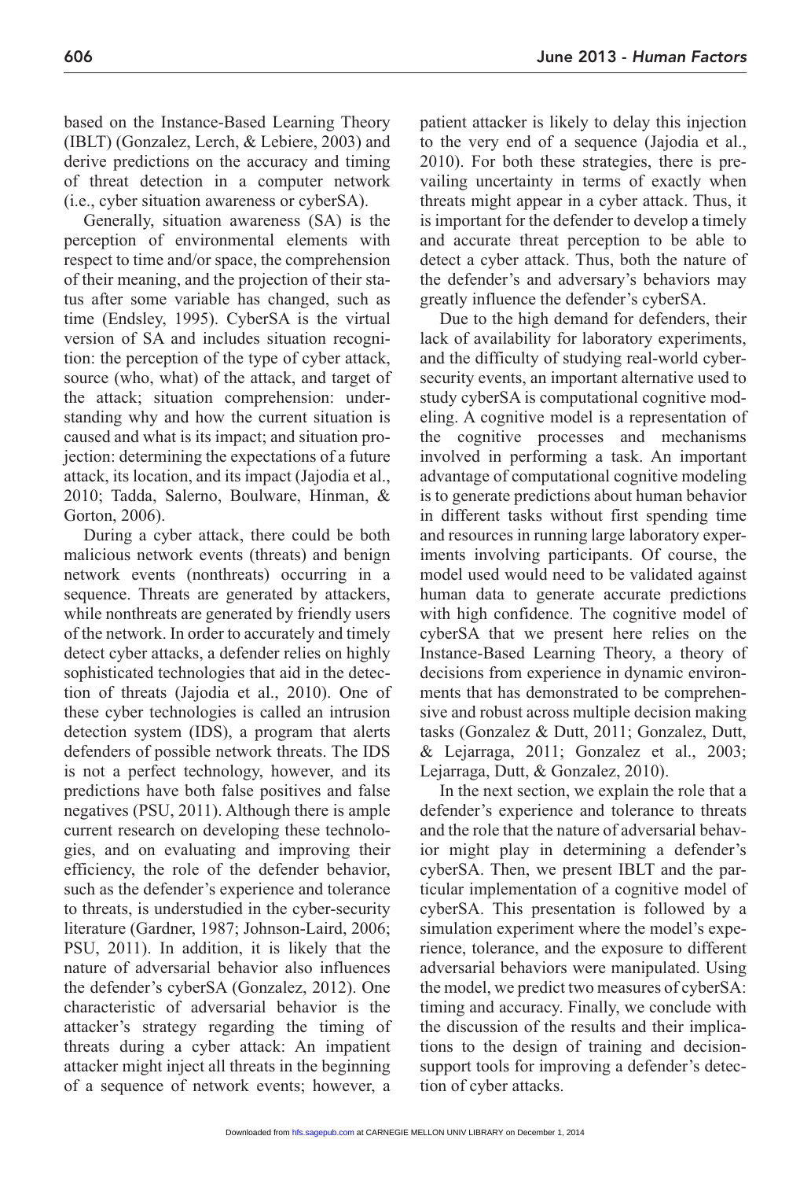based on the Instance-Based Learning Theory (IBLT) (Gonzalez, Lerch, & Lebiere, 2003) and derive predictions on the accuracy and timing of threat detection in a computer network (i.e., cyber situation awareness or cyberSA).

Generally, situation awareness (SA) is the perception of environmental elements with respect to time and/or space, the comprehension of their meaning, and the projection of their status after some variable has changed, such as time (Endsley, 1995). CyberSA is the virtual version of SA and includes situation recognition: the perception of the type of cyber attack, source (who, what) of the attack, and target of the attack; situation comprehension: understanding why and how the current situation is caused and what is its impact; and situation projection: determining the expectations of a future attack, its location, and its impact (Jajodia et al., 2010; Tadda, Salerno, Boulware, Hinman, & Gorton, 2006).

During a cyber attack, there could be both malicious network events (threats) and benign network events (nonthreats) occurring in a sequence. Threats are generated by attackers, while nonthreats are generated by friendly users of the network. In order to accurately and timely detect cyber attacks, a defender relies on highly sophisticated technologies that aid in the detection of threats (Jajodia et al., 2010). One of these cyber technologies is called an intrusion detection system (IDS), a program that alerts defenders of possible network threats. The IDS is not a perfect technology, however, and its predictions have both false positives and false negatives (PSU, 2011). Although there is ample current research on developing these technologies, and on evaluating and improving their efficiency, the role of the defender behavior, such as the defender's experience and tolerance to threats, is understudied in the cyber-security literature (Gardner, 1987; Johnson-Laird, 2006; PSU, 2011). In addition, it is likely that the nature of adversarial behavior also influences the defender's cyberSA (Gonzalez, 2012). One characteristic of adversarial behavior is the attacker's strategy regarding the timing of threats during a cyber attack: An impatient attacker might inject all threats in the beginning of a sequence of network events; however, a patient attacker is likely to delay this injection to the very end of a sequence (Jajodia et al., 2010). For both these strategies, there is prevailing uncertainty in terms of exactly when threats might appear in a cyber attack. Thus, it is important for the defender to develop a timely and accurate threat perception to be able to detect a cyber attack. Thus, both the nature of the defender's and adversary's behaviors may greatly influence the defender's cyberSA.

Due to the high demand for defenders, their lack of availability for laboratory experiments, and the difficulty of studying real-world cyber-security events, an important alternative used to study cyberSA is computational cognitive modeling. A cognitive model is a representation of the cognitive processes and mechanisms involved in performing a task. An important advantage of computational cognitive modeling is to generate predictions about human behavior in different tasks without first spending time and resources in running large laboratory experiments involving participants. Of course, the model used would need to be validated against human data to generate accurate predictions with high confidence. The cognitive model of cyberSA that we present here relies on the Instance-Based Learning Theory, a theory of decisions from experience in dynamic environments that has demonstrated to be comprehensive and robust across multiple decision making tasks (Gonzalez & Dutt, 2011; Gonzalez, Dutt, & Lejarraga, 2011; Gonzalez et al., 2003; Lejarraga, Dutt, & Gonzalez, 2010).

In the next section, we explain the role that a defender's experience and tolerance to threats and the role that the nature of adversarial behavior might play in determining a defender's cyberSA. Then, we present IBLT and the particular implementation of a cognitive model of cyberSA. This presentation is followed by a simulation experiment where the model's experience, tolerance, and the exposure to different adversarial behaviors were manipulated. Using the model, we predict two measures of cyberSA: timing and accuracy. Finally, we conclude with the discussion of the results and their implications to the design of training and decision-support tools for improving a defender's detection of cyber attacks.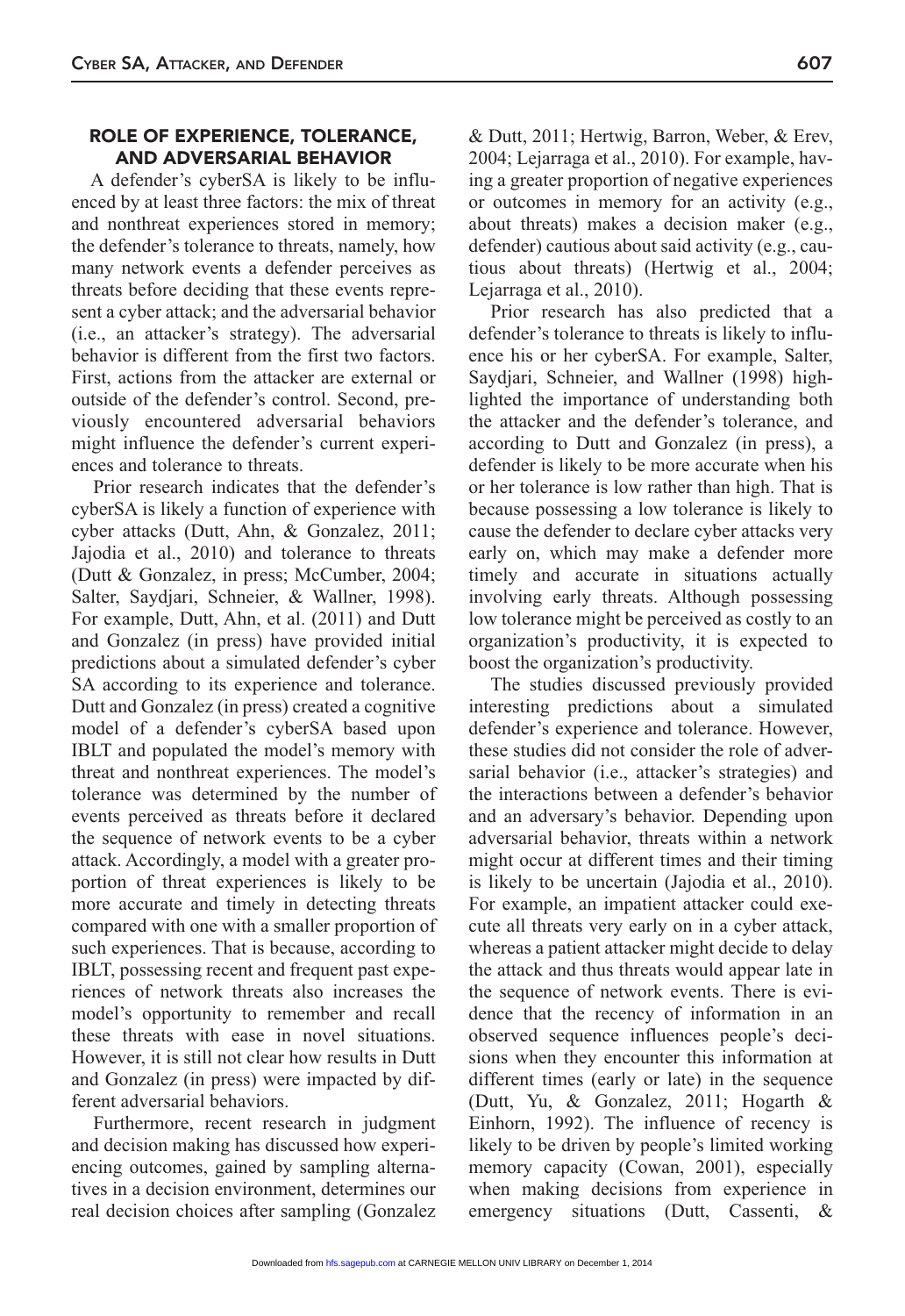## ROLE OF EXPERIENCE, TOLERANCE, AND ADVERSARIAL BEHAVIOR

A defender's cyberSA is likely to be influenced by at least three factors: the mix of threat and nonthreat experiences stored in memory; the defender's tolerance to threats, namely, how many network events a defender perceives as threats before deciding that these events represent a cyber attack; and the adversarial behavior (i.e., an attacker's strategy). The adversarial behavior is different from the first two factors. First, actions from the attacker are external or outside of the defender's control. Second, previously encountered adversarial behaviors might influence the defender's current experiences and tolerance to threats.

Prior research indicates that the defender's cyberSA is likely a function of experience with cyber attacks (Dutt, Ahn, & Gonzalez, 2011; Jajodia et al., 2010) and tolerance to threats (Dutt & Gonzalez, in press; McCumber, 2004; Salter, Saydjari, Schneier, & Wallner, 1998). For example, Dutt, Ahn, et al. (2011) and Dutt and Gonzalez (in press) have provided initial predictions about a simulated defender's cyber SA according to its experience and tolerance. Dutt and Gonzalez (in press) created a cognitive model of a defender's cyberSA based upon IBLT and populated the model's memory with threat and nonthreat experiences. The model's tolerance was determined by the number of events perceived as threats before it declared the sequence of network events to be a cyber attack. Accordingly, a model with a greater proportion of threat experiences is likely to be more accurate and timely in detecting threats compared with one with a smaller proportion of such experiences. That is because, according to IBLT, possessing recent and frequent past experiences of network threats also increases the model's opportunity to remember and recall these threats with ease in novel situations. However, it is still not clear how results in Dutt and Gonzalez (in press) were impacted by different adversarial behaviors.

Furthermore, recent research in judgment and decision making has discussed how experiencing outcomes, gained by sampling alternatives in a decision environment, determines our real decision choices after sampling (Gonzalez & Dutt, 2011; Hertwig, Barron, Weber, & Erev, 2004; Lejarraga et al., 2010). For example, having a greater proportion of negative experiences or outcomes in memory for an activity (e.g., about threats) makes a decision maker (e.g., defender) cautious about said activity (e.g., cautious about threats) (Hertwig et al., 2004; Lejarraga et al., 2010).

Prior research has also predicted that a defender's tolerance to threats is likely to influence his or her cyberSA. For example, Salter, Saydjari, Schneier, and Wallner (1998) highlighted the importance of understanding both the attacker and the defender's tolerance, and according to Dutt and Gonzalez (in press), a defender is likely to be more accurate when his or her tolerance is low rather than high. That is because possessing a low tolerance is likely to cause the defender to declare cyber attacks very early on, which may make a defender more timely and accurate in situations actually involving early threats. Although possessing low tolerance might be perceived as costly to an organization's productivity, it is expected to boost the organization's productivity.

The studies discussed previously provided interesting predictions about a simulated defender's experience and tolerance. However, these studies did not consider the role of adversarial behavior (i.e., attacker's strategies) and the interactions between a defender's behavior and an adversary's behavior. Depending upon adversarial behavior, threats within a network might occur at different times and their timing is likely to be uncertain (Jajodia et al., 2010). For example, an impatient attacker could execute all threats very early on in a cyber attack, whereas a patient attacker might decide to delay the attack and thus threats would appear late in the sequence of network events. There is evidence that the recency of information in an observed sequence influences people's decisions when they encounter this information at different times (early or late) in the sequence (Dutt, Yu, & Gonzalez, 2011; Hogarth & Einhorn, 1992). The influence of recency is likely to be driven by people's limited working memory capacity (Cowan, 2001), especially when making decisions from experience in emergency situations (Dutt, Cassenti, &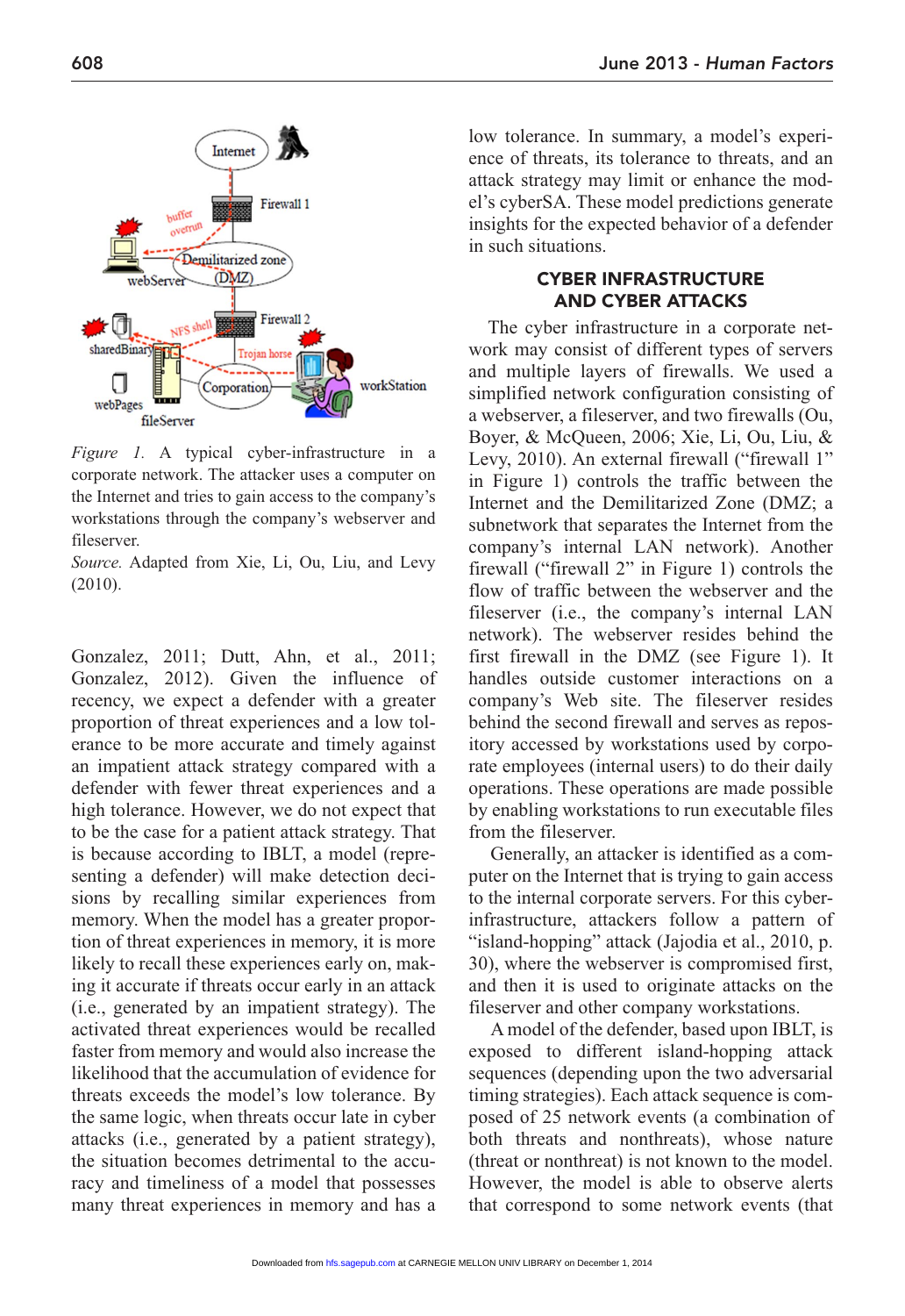*Figure 1.* A typical cyber-infrastructure in a corporate network. The attacker uses a computer on the Internet and tries to gain access to the company's workstations through the company's webserver and fileserver.
*Source.* Adapted from Xie, Li, Ou, Liu, and Levy (2010).

Gonzalez, 2011; Dutt, Ahn, et al., 2011; Gonzalez, 2012). Given the influence of recency, we expect a defender with a greater proportion of threat experiences and a low tolerance to be more accurate and timely against an impatient attack strategy compared with a defender with fewer threat experiences and a high tolerance. However, we do not expect that to be the case for a patient attack strategy. That is because according to IBLT, a model (representing a defender) will make detection decisions by recalling similar experiences from memory. When the model has a greater proportion of threat experiences in memory, it is more likely to recall these experiences early on, making it accurate if threats occur early in an attack (i.e., generated by an impatient strategy). The activated threat experiences would be recalled faster from memory and would also increase the likelihood that the accumulation of evidence for threats exceeds the model's low tolerance. By the same logic, when threats occur late in cyber attacks (i.e., generated by a patient strategy), the situation becomes detrimental to the accuracy and timeliness of a model that possesses many threat experiences in memory and has a low tolerance. In summary, a model's experience of threats, its tolerance to threats, and an attack strategy may limit or enhance the model's cyberSA. These model predictions generate insights for the expected behavior of a defender in such situations.

## CYBER INFRASTRUCTURE AND CYBER ATTACKS

The cyber infrastructure in a corporate network may consist of different types of servers and multiple layers of firewalls. We used a simplified network configuration consisting of a webserver, a fileserver, and two firewalls (Ou, Boyer, & McQueen, 2006; Xie, Li, Ou, Liu, & Levy, 2010). An external firewall ("firewall 1" in Figure 1) controls the traffic between the Internet and the Demilitarized Zone (DMZ; a subnetwork that separates the Internet from the company's internal LAN network). Another firewall ("firewall 2" in Figure 1) controls the flow of traffic between the webserver and the fileserver (i.e., the company's internal LAN network). The webserver resides behind the first firewall in the DMZ (see Figure 1). It handles outside customer interactions on a company's Web site. The fileserver resides behind the second firewall and serves as repository accessed by workstations used by corporate employees (internal users) to do their daily operations. These operations are made possible by enabling workstations to run executable files from the fileserver.

Generally, an attacker is identified as a computer on the Internet that is trying to gain access to the internal corporate servers. For this cyber-infrastructure, attackers follow a pattern of "island-hopping" attack (Jajodia et al., 2010, p. 30), where the webserver is compromised first, and then it is used to originate attacks on the fileserver and other company workstations.

A model of the defender, based upon IBLT, is exposed to different island-hopping attack sequences (depending upon the two adversarial timing strategies). Each attack sequence is composed of 25 network events (a combination of both threats and nonthreats), whose nature (threat or nonthreat) is not known to the model. However, the model is able to observe alerts that correspond to some network events (that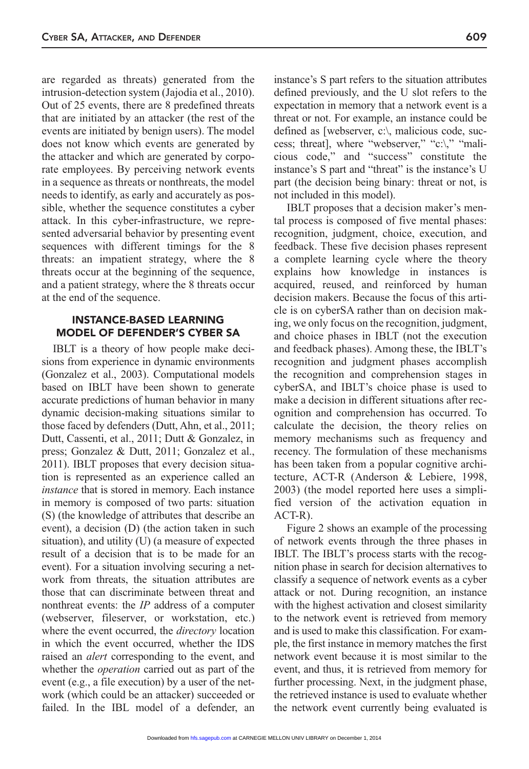are regarded as threats) generated from the intrusion-detection system (Jajodia et al., 2010). Out of 25 events, there are 8 predefined threats that are initiated by an attacker (the rest of the events are initiated by benign users). The model does not know which events are generated by the attacker and which are generated by corporate employees. By perceiving network events in a sequence as threats or nonthreats, the model needs to identify, as early and accurately as possible, whether the sequence constitutes a cyber attack. In this cyber-infrastructure, we represented adversarial behavior by presenting event sequences with different timings for the 8 threats: an impatient strategy, where the 8 threats occur at the beginning of the sequence, and a patient strategy, where the 8 threats occur at the end of the sequence.

## INSTANCE-BASED LEARNING MODEL OF DEFENDER'S CYBER SA

IBLT is a theory of how people make decisions from experience in dynamic environments (Gonzalez et al., 2003). Computational models based on IBLT have been shown to generate accurate predictions of human behavior in many dynamic decision-making situations similar to those faced by defenders (Dutt, Ahn, et al., 2011; Dutt, Cassenti, et al., 2011; Dutt & Gonzalez, in press; Gonzalez & Dutt, 2011; Gonzalez et al., 2011). IBLT proposes that every decision situation is represented as an experience called an *instance* that is stored in memory. Each instance in memory is composed of two parts: situation (S) (the knowledge of attributes that describe an event), a decision (D) (the action taken in such situation), and utility (U) (a measure of expected result of a decision that is to be made for an event). For a situation involving securing a network from threats, the situation attributes are those that can discriminate between threat and nonthreat events: the *IP* address of a computer (webserver, fileserver, or workstation, etc.) where the event occurred, the *directory* location in which the event occurred, whether the IDS raised an *alert* corresponding to the event, and whether the *operation* carried out as part of the event (e.g., a file execution) by a user of the network (which could be an attacker) succeeded or failed. In the IBL model of a defender, an instance's S part refers to the situation attributes defined previously, and the U slot refers to the expectation in memory that a network event is a threat or not. For example, an instance could be defined as [webserver, c:\, malicious code, success; threat], where "webserver," "c:\," "malicious code," and "success" constitute the instance's S part and "threat" is the instance's U part (the decision being binary: threat or not, is not included in this model).

IBLT proposes that a decision maker's mental process is composed of five mental phases: recognition, judgment, choice, execution, and feedback. These five decision phases represent a complete learning cycle where the theory explains how knowledge in instances is acquired, reused, and reinforced by human decision makers. Because the focus of this article is on cyberSA rather than on decision making, we only focus on the recognition, judgment, and choice phases in IBLT (not the execution and feedback phases). Among these, the IBLT's recognition and judgment phases accomplish the recognition and comprehension stages in cyberSA, and IBLT's choice phase is used to make a decision in different situations after recognition and comprehension has occurred. To calculate the decision, the theory relies on memory mechanisms such as frequency and recency. The formulation of these mechanisms has been taken from a popular cognitive architecture, ACT-R (Anderson & Lebiere, 1998, 2003) (the model reported here uses a simplified version of the activation equation in ACT-R).

Figure 2 shows an example of the processing of network events through the three phases in IBLT. The IBLT's process starts with the recognition phase in search for decision alternatives to classify a sequence of network events as a cyber attack or not. During recognition, an instance with the highest activation and closest similarity to the network event is retrieved from memory and is used to make this classification. For example, the first instance in memory matches the first network event because it is most similar to the event, and thus, it is retrieved from memory for further processing. Next, in the judgment phase, the retrieved instance is used to evaluate whether the network event currently being evaluated is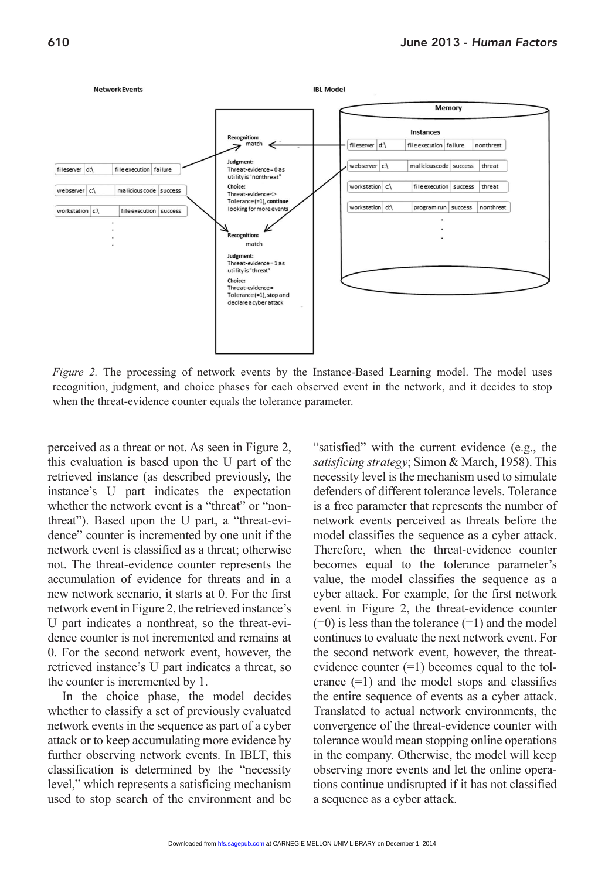Figure 2. The processing of network events by the Instance-Based Learning model. The model uses recognition, judgment, and choice phases for each observed event in the network, and it decides to stop when the threat-evidence counter equals the tolerance parameter.

perceived as a threat or not. As seen in Figure 2, this evaluation is based upon the U part of the retrieved instance (as described previously, the instance's U part indicates the expectation whether the network event is a "threat" or "non-threat"). Based upon the U part, a "threat-evidence" counter is incremented by one unit if the network event is classified as a threat; otherwise not. The threat-evidence counter represents the accumulation of evidence for threats and in a new network scenario, it starts at 0. For the first network event in Figure 2, the retrieved instance's U part indicates a nonthreat, so the threat-evidence counter is not incremented and remains at 0. For the second network event, however, the retrieved instance's U part indicates a threat, so the counter is incremented by 1.

In the choice phase, the model decides whether to classify a set of previously evaluated network events in the sequence as part of a cyber attack or to keep accumulating more evidence by further observing network events. In IBLT, this classification is determined by the "necessity level," which represents a satisficing mechanism used to stop search of the environment and be "satisfied" with the current evidence (e.g., the *satisficing strategy*; Simon & March, 1958). This necessity level is the mechanism used to simulate defenders of different tolerance levels. Tolerance is a free parameter that represents the number of network events perceived as threats before the model classifies the sequence as a cyber attack. Therefore, when the threat-evidence counter becomes equal to the tolerance parameter's value, the model classifies the sequence as a cyber attack. For example, for the first network event in Figure 2, the threat-evidence counter (=0) is less than the tolerance (=1) and the model continues to evaluate the next network event. For the second network event, however, the threat-evidence counter (=1) becomes equal to the tolerance (=1) and the model stops and classifies the entire sequence of events as a cyber attack. Translated to actual network environments, the convergence of the threat-evidence counter with tolerance would mean stopping online operations in the company. Otherwise, the model will keep observing more events and let the online operations continue undisrupted if it has not classified a sequence as a cyber attack.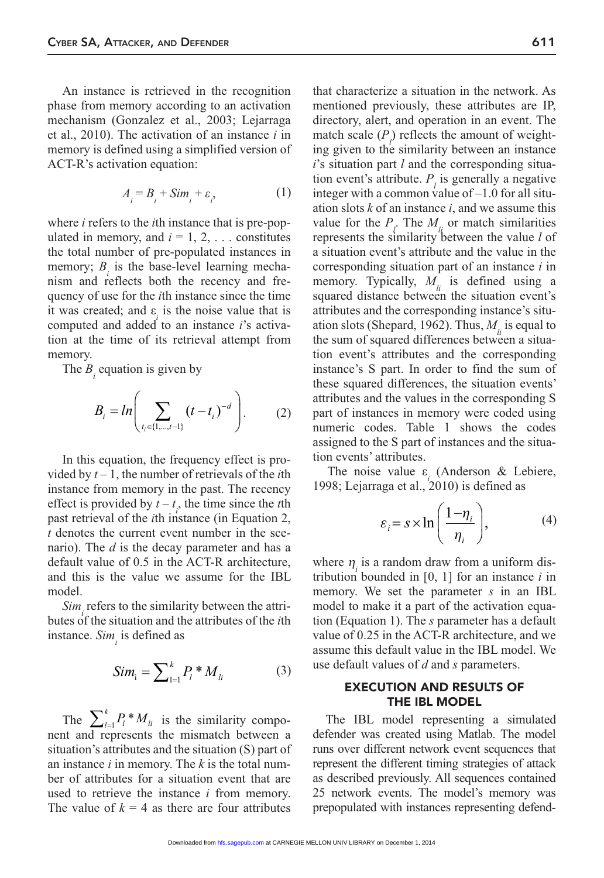An instance is retrieved in the recognition phase from memory according to an activation mechanism (Gonzalez et al., 2003; Lejarraga et al., 2010). The activation of an instance *i* in memory is defined using a simplified version of ACT-R's activation equation:

$$A_i = B_i + Sim_i + \varepsilon_i, \tag{1}$$

where *i* refers to the *i*th instance that is pre-populated in memory, and $i = 1, 2, \ldots$ constitutes the total number of pre-populated instances in memory; $B_i$ is the base-level learning mechanism and reflects both the recency and frequency of use for the *i*th instance since the time it was created; and $\varepsilon_i$ is the noise value that is computed and added to an instance *i*'s activation at the time of its retrieval attempt from memory.

The $B_i$ equation is given by

$$B_i = ln\left(\sum_{t_i \in \{1,\ldots,t-1\}} (t - t_i)^{-d}\right). \tag{2}$$

In this equation, the frequency effect is provided by $t - 1$, the number of retrievals of the *i*th instance from memory in the past. The recency effect is provided by $t - t_i$, the time since the *t*th past retrieval of the *i*th instance (in Equation 2, *t* denotes the current event number in the scenario). The *d* is the decay parameter and has a default value of 0.5 in the ACT-R architecture, and this is the value we assume for the IBL model.

$Sim_i$ refers to the similarity between the attributes of the situation and the attributes of the *i*th instance. $Sim_i$ is defined as

$$Sim_i = \sum_{l=1}^{k} P_l * M_{li} \tag{3}$$

The $\sum_{l=1}^{k} P_l * M_{li}$ is the similarity component and represents the mismatch between a situation's attributes and the situation (S) part of an instance *i* in memory. The *k* is the total number of attributes for a situation event that are used to retrieve the instance *i* from memory. The value of $k = 4$ as there are four attributes that characterize a situation in the network. As mentioned previously, these attributes are IP, directory, alert, and operation in an event. The match scale ($P_l$) reflects the amount of weighting given to the similarity between an instance *i*'s situation part *l* and the corresponding situation event's attribute. $P_l$ is generally a negative integer with a common value of –1.0 for all situation slots *k* of an instance *i*, and we assume this value for the $P_l$. The $M_{li}$ or match similarities represents the similarity between the value *l* of a situation event's attribute and the value in the corresponding situation part of an instance *i* in memory. Typically, $M_{li}$ is defined using a squared distance between the situation event's attributes and the corresponding instance's situation slots (Shepard, 1962). Thus, $M_{li}$ is equal to the sum of squared differences between a situation event's attributes and the corresponding instance's S part. In order to find the sum of these squared differences, the situation events' attributes and the values in the corresponding S part of instances in memory were coded using numeric codes. Table 1 shows the codes assigned to the S part of instances and the situation events' attributes.

The noise value $\varepsilon_i$ (Anderson & Lebiere, 1998; Lejarraga et al., 2010) is defined as

$$\varepsilon_i = s \times \ln\left(\frac{1-\eta_i}{\eta_i}\right), \tag{4}$$

where $\eta_i$ is a random draw from a uniform distribution bounded in [0, 1] for an instance *i* in memory. We set the parameter *s* in an IBL model to make it a part of the activation equation (Equation 1). The *s* parameter has a default value of 0.25 in the ACT-R architecture, and we assume this default value in the IBL model. We use default values of *d* and *s* parameters.

## EXECUTION AND RESULTS OF THE IBL MODEL

The IBL model representing a simulated defender was created using Matlab. The model runs over different network event sequences that represent the different timing strategies of attack as described previously. All sequences contained 25 network events. The model's memory was prepopulated with instances representing defend-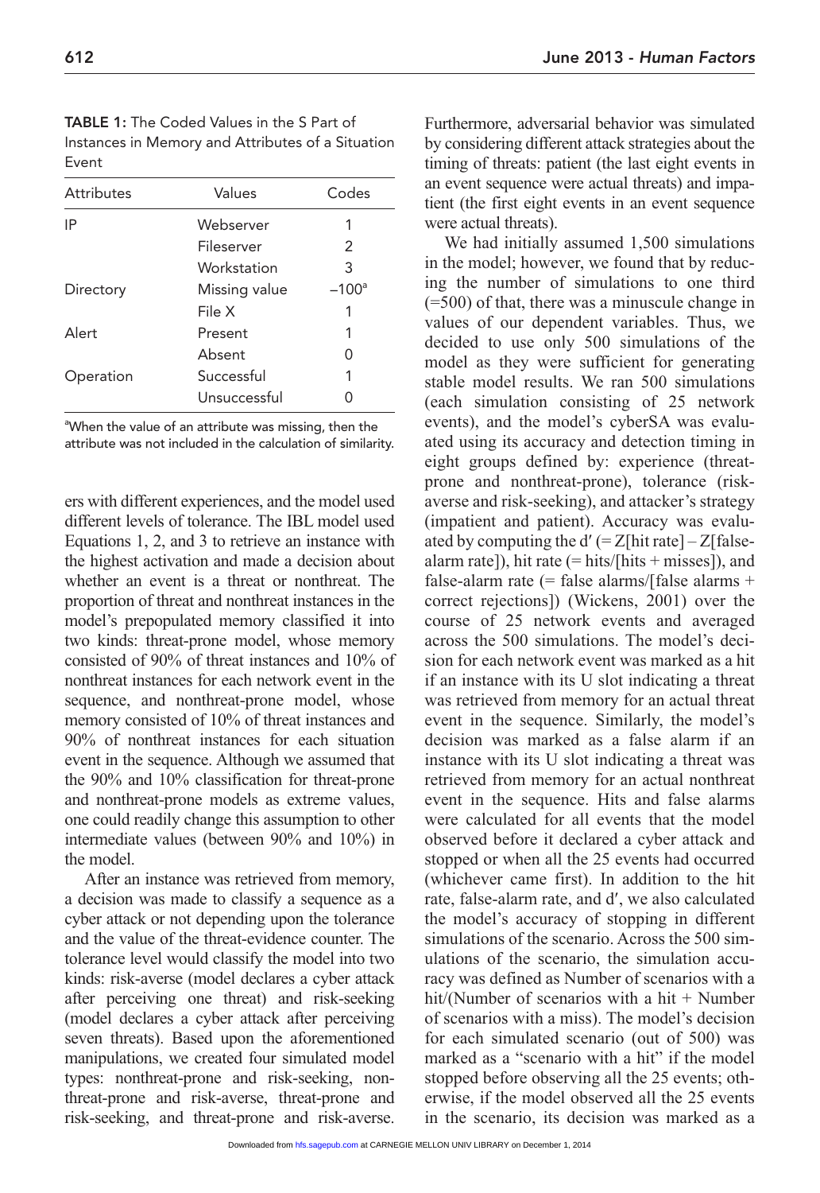**TABLE 1:** The Coded Values in the S Part of Instances in Memory and Attributes of a Situation Event

| Attributes | Values | Codes |
|---|---|---|
| IP | Webserver | 1 |
| | Fileserver | 2 |
| | Workstation | 3 |
| Directory | Missing value | –100[a] |
| | File X | 1 |
| Alert | Present | 1 |
| | Absent | 0 |
| Operation | Successful | 1 |
| | Unsuccessful | 0 |

[a]When the value of an attribute was missing, then the attribute was not included in the calculation of similarity.

ers with different experiences, and the model used different levels of tolerance. The IBL model used Equations 1, 2, and 3 to retrieve an instance with the highest activation and made a decision about whether an event is a threat or nonthreat. The proportion of threat and nonthreat instances in the model's prepopulated memory classified it into two kinds: threat-prone model, whose memory consisted of 90% of threat instances and 10% of nonthreat instances for each network event in the sequence, and nonthreat-prone model, whose memory consisted of 10% of threat instances and 90% of nonthreat instances for each situation event in the sequence. Although we assumed that the 90% and 10% classification for threat-prone and nonthreat-prone models as extreme values, one could readily change this assumption to other intermediate values (between 90% and 10%) in the model.

After an instance was retrieved from memory, a decision was made to classify a sequence as a cyber attack or not depending upon the tolerance and the value of the threat-evidence counter. The tolerance level would classify the model into two kinds: risk-averse (model declares a cyber attack after perceiving one threat) and risk-seeking (model declares a cyber attack after perceiving seven threats). Based upon the aforementioned manipulations, we created four simulated model types: nonthreat-prone and risk-seeking, nonthreat-prone and risk-averse, threat-prone and risk-seeking, and threat-prone and risk-averse. Furthermore, adversarial behavior was simulated by considering different attack strategies about the timing of threats: patient (the last eight events in an event sequence were actual threats) and impatient (the first eight events in an event sequence were actual threats).

We had initially assumed 1,500 simulations in the model; however, we found that by reducing the number of simulations to one third (=500) of that, there was a minuscule change in values of our dependent variables. Thus, we decided to use only 500 simulations of the model as they were sufficient for generating stable model results. We ran 500 simulations (each simulation consisting of 25 network events), and the model's cyberSA was evaluated using its accuracy and detection timing in eight groups defined by: experience (threat-prone and nonthreat-prone), tolerance (risk-averse and risk-seeking), and attacker's strategy (impatient and patient). Accuracy was evaluated by computing the d′ (= Z[hit rate] – Z[false-alarm rate]), hit rate (= hits/[hits + misses]), and false-alarm rate (= false alarms/[false alarms + correct rejections]) (Wickens, 2001) over the course of 25 network events and averaged across the 500 simulations. The model's decision for each network event was marked as a hit if an instance with its U slot indicating a threat was retrieved from memory for an actual threat event in the sequence. Similarly, the model's decision was marked as a false alarm if an instance with its U slot indicating a threat was retrieved from memory for an actual nonthreat event in the sequence. Hits and false alarms were calculated for all events that the model observed before it declared a cyber attack and stopped or when all the 25 events had occurred (whichever came first). In addition to the hit rate, false-alarm rate, and d′, we also calculated the model's accuracy of stopping in different simulations of the scenario. Across the 500 simulations of the scenario, the simulation accuracy was defined as Number of scenarios with a hit/(Number of scenarios with a hit + Number of scenarios with a miss). The model's decision for each simulated scenario (out of 500) was marked as a "scenario with a hit" if the model stopped before observing all the 25 events; otherwise, if the model observed all the 25 events in the scenario, its decision was marked as a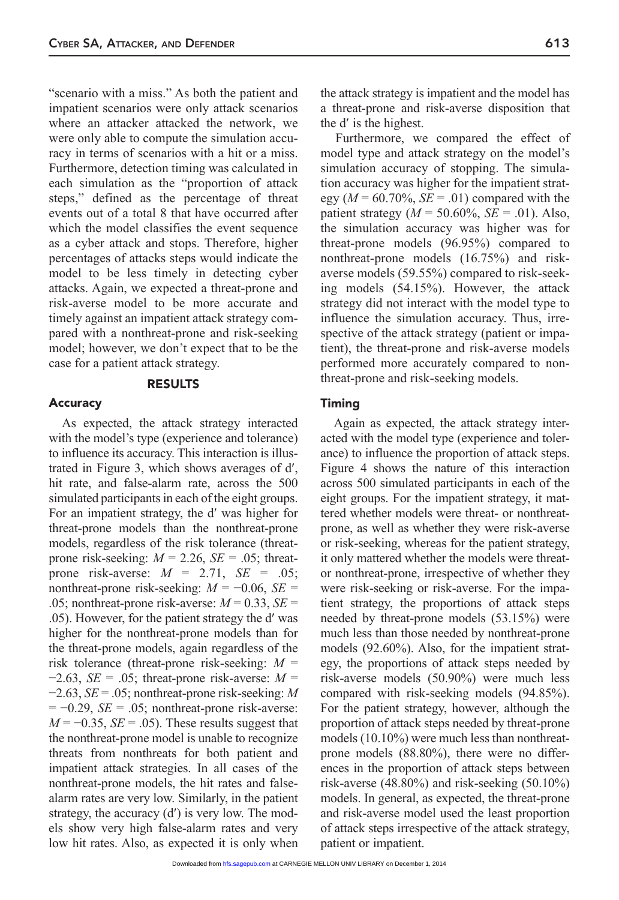"scenario with a miss." As both the patient and impatient scenarios were only attack scenarios where an attacker attacked the network, we were only able to compute the simulation accuracy in terms of scenarios with a hit or a miss. Furthermore, detection timing was calculated in each simulation as the "proportion of attack steps," defined as the percentage of threat events out of a total 8 that have occurred after which the model classifies the event sequence as a cyber attack and stops. Therefore, higher percentages of attacks steps would indicate the model to be less timely in detecting cyber attacks. Again, we expected a threat-prone and risk-averse model to be more accurate and timely against an impatient attack strategy compared with a nonthreat-prone and risk-seeking model; however, we don't expect that to be the case for a patient attack strategy.

## RESULTS

### Accuracy

As expected, the attack strategy interacted with the model's type (experience and tolerance) to influence its accuracy. This interaction is illustrated in Figure 3, which shows averages of d′, hit rate, and false-alarm rate, across the 500 simulated participants in each of the eight groups. For an impatient strategy, the d′ was higher for threat-prone models than the nonthreat-prone models, regardless of the risk tolerance (threat-prone risk-seeking: $M = 2.26$, $SE = .05$; threat-prone risk-averse: $M = 2.71$, $SE = .05$; nonthreat-prone risk-seeking: $M = -0.06$, $SE = .05$; nonthreat-prone risk-averse: $M = 0.33$, $SE = .05$). However, for the patient strategy the d′ was higher for the nonthreat-prone models than for the threat-prone models, again regardless of the risk tolerance (threat-prone risk-seeking: $M = -2.63$, $SE = .05$; threat-prone risk-averse: $M = -2.63$, $SE = .05$; nonthreat-prone risk-seeking: $M = -0.29$, $SE = .05$; nonthreat-prone risk-averse: $M = -0.35$, $SE = .05$). These results suggest that the nonthreat-prone model is unable to recognize threats from nonthreats for both patient and impatient attack strategies. In all cases of the nonthreat-prone models, the hit rates and false-alarm rates are very low. Similarly, in the patient strategy, the accuracy (d′) is very low. The models show very high false-alarm rates and very low hit rates. Also, as expected it is only when the attack strategy is impatient and the model has a threat-prone and risk-averse disposition that the d′ is the highest.

Furthermore, we compared the effect of model type and attack strategy on the model's simulation accuracy of stopping. The simulation accuracy was higher for the impatient strategy ($M = 60.70\%$, $SE = .01$) compared with the patient strategy ($M = 50.60\%$, $SE = .01$). Also, the simulation accuracy was higher was for threat-prone models (96.95%) compared to nonthreat-prone models (16.75%) and risk-averse models (59.55%) compared to risk-seeking models (54.15%). However, the attack strategy did not interact with the model type to influence the simulation accuracy. Thus, irrespective of the attack strategy (patient or impatient), the threat-prone and risk-averse models performed more accurately compared to nonthreat-prone and risk-seeking models.

### Timing

Again as expected, the attack strategy interacted with the model type (experience and tolerance) to influence the proportion of attack steps. Figure 4 shows the nature of this interaction across 500 simulated participants in each of the eight groups. For the impatient strategy, it mattered whether models were threat- or nonthreat-prone, as well as whether they were risk-averse or risk-seeking, whereas for the patient strategy, it only mattered whether the models were threat- or nonthreat-prone, irrespective of whether they were risk-seeking or risk-averse. For the impatient strategy, the proportions of attack steps needed by threat-prone models (53.15%) were much less than those needed by nonthreat-prone models (92.60%). Also, for the impatient strategy, the proportions of attack steps needed by risk-averse models (50.90%) were much less compared with risk-seeking models (94.85%). For the patient strategy, however, although the proportion of attack steps needed by threat-prone models (10.10%) were much less than nonthreat-prone models (88.80%), there were no differences in the proportion of attack steps between risk-averse (48.80%) and risk-seeking (50.10%) models. In general, as expected, the threat-prone and risk-averse model used the least proportion of attack steps irrespective of the attack strategy, patient or impatient.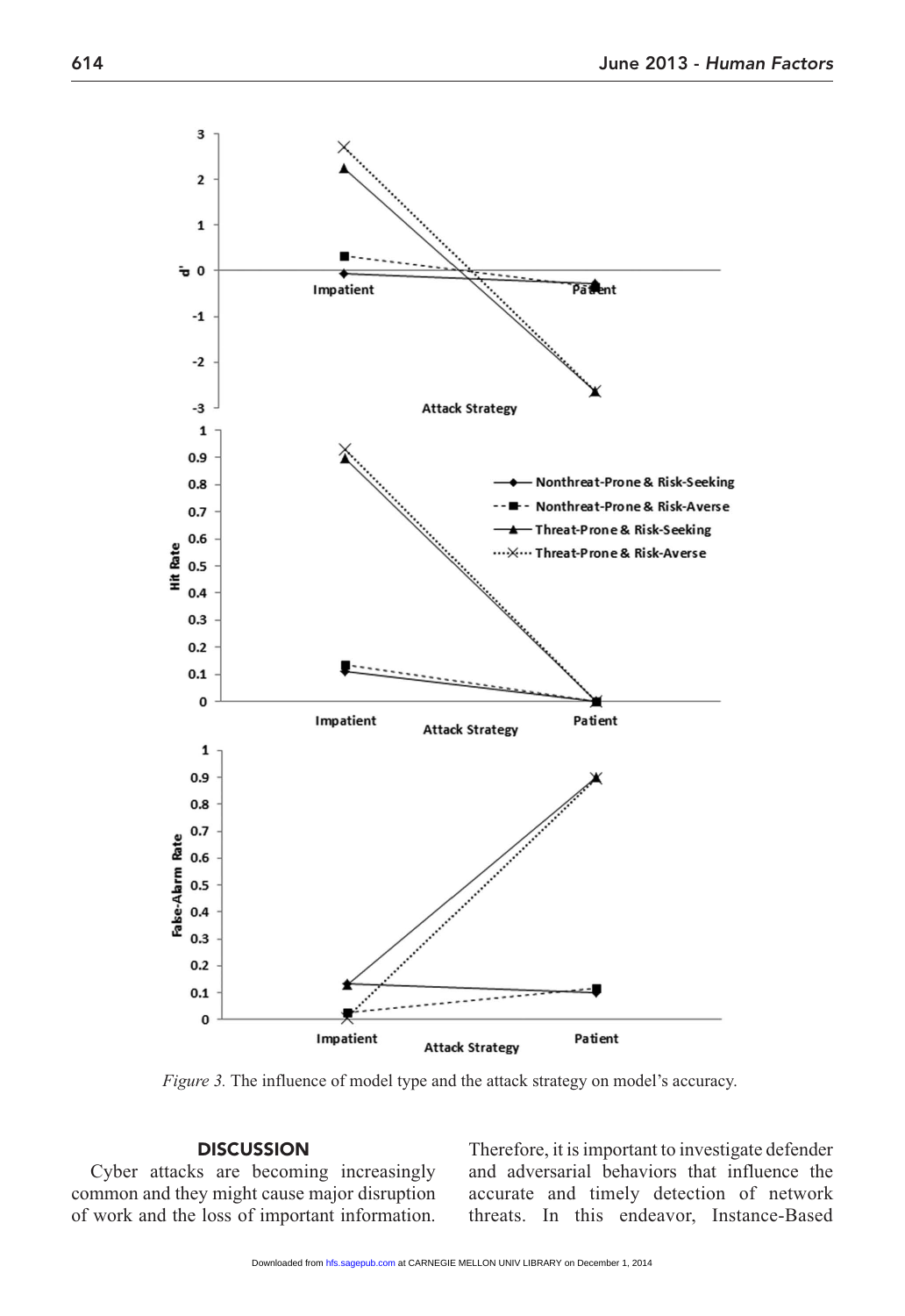*Figure 3.* The influence of model type and the attack strategy on model's accuracy.

## DISCUSSION

Cyber attacks are becoming increasingly common and they might cause major disruption of work and the loss of important information. Therefore, it is important to investigate defender and adversarial behaviors that influence the accurate and timely detection of network threats. In this endeavor, Instance-Based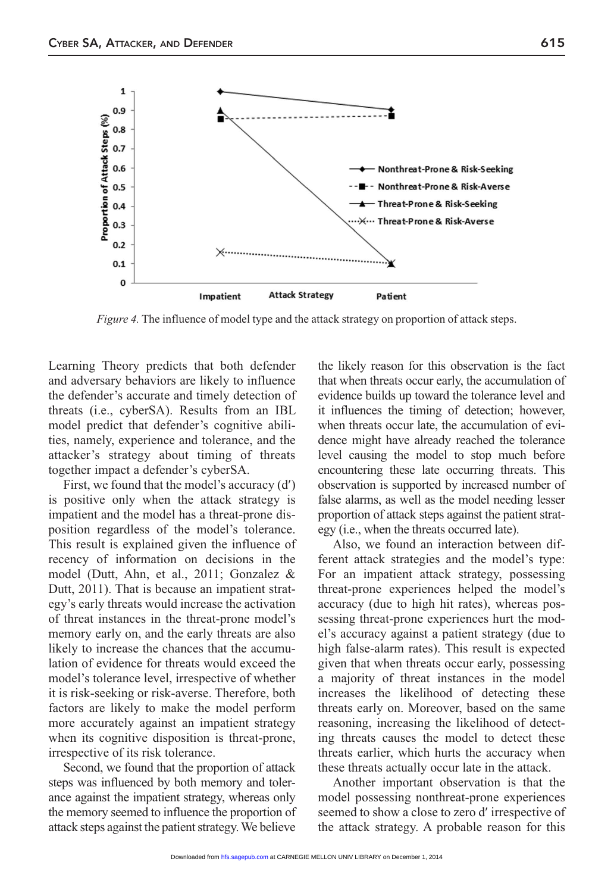1
0.9
0.8
0.7
0.6
0.5
0.4
0.3
0.2
0.1
0

Proportion of Attack Steps (%)

Impatient
Attack Strategy
Patient

Nonthreat-Prone & Risk-Seeking
Nonthreat-Prone & Risk-Averse
Threat-Prone & Risk-Seeking
Threat-Prone & Risk-Averse

*Figure 4.* The influence of model type and the attack strategy on proportion of attack steps.

Learning Theory predicts that both defender and adversary behaviors are likely to influence the defender's accurate and timely detection of threats (i.e., cyberSA). Results from an IBL model predict that defender's cognitive abilities, namely, experience and tolerance, and the attacker's strategy about timing of threats together impact a defender's cyberSA.

First, we found that the model's accuracy (d′) is positive only when the attack strategy is impatient and the model has a threat-prone disposition regardless of the model's tolerance. This result is explained given the influence of recency of information on decisions in the model (Dutt, Ahn, et al., 2011; Gonzalez & Dutt, 2011). That is because an impatient strategy's early threats would increase the activation of threat instances in the threat-prone model's memory early on, and the early threats are also likely to increase the chances that the accumulation of evidence for threats would exceed the model's tolerance level, irrespective of whether it is risk-seeking or risk-averse. Therefore, both factors are likely to make the model perform more accurately against an impatient strategy when its cognitive disposition is threat-prone, irrespective of its risk tolerance.

Second, we found that the proportion of attack steps was influenced by both memory and tolerance against the impatient strategy, whereas only the memory seemed to influence the proportion of attack steps against the patient strategy. We believe the likely reason for this observation is the fact that when threats occur early, the accumulation of evidence builds up toward the tolerance level and it influences the timing of detection; however, when threats occur late, the accumulation of evidence might have already reached the tolerance level causing the model to stop much before encountering these late occurring threats. This observation is supported by increased number of false alarms, as well as the model needing lesser proportion of attack steps against the patient strategy (i.e., when the threats occurred late).

Also, we found an interaction between different attack strategies and the model's type: For an impatient attack strategy, possessing threat-prone experiences helped the model's accuracy (due to high hit rates), whereas possessing threat-prone experiences hurt the model's accuracy against a patient strategy (due to high false-alarm rates). This result is expected given that when threats occur early, possessing a majority of threat instances in the model increases the likelihood of detecting these threats early on. Moreover, based on the same reasoning, increasing the likelihood of detecting threats causes the model to detect these threats earlier, which hurts the accuracy when these threats actually occur late in the attack.

Another important observation is that the model possessing nonthreat-prone experiences seemed to show a close to zero d′ irrespective of the attack strategy. A probable reason for this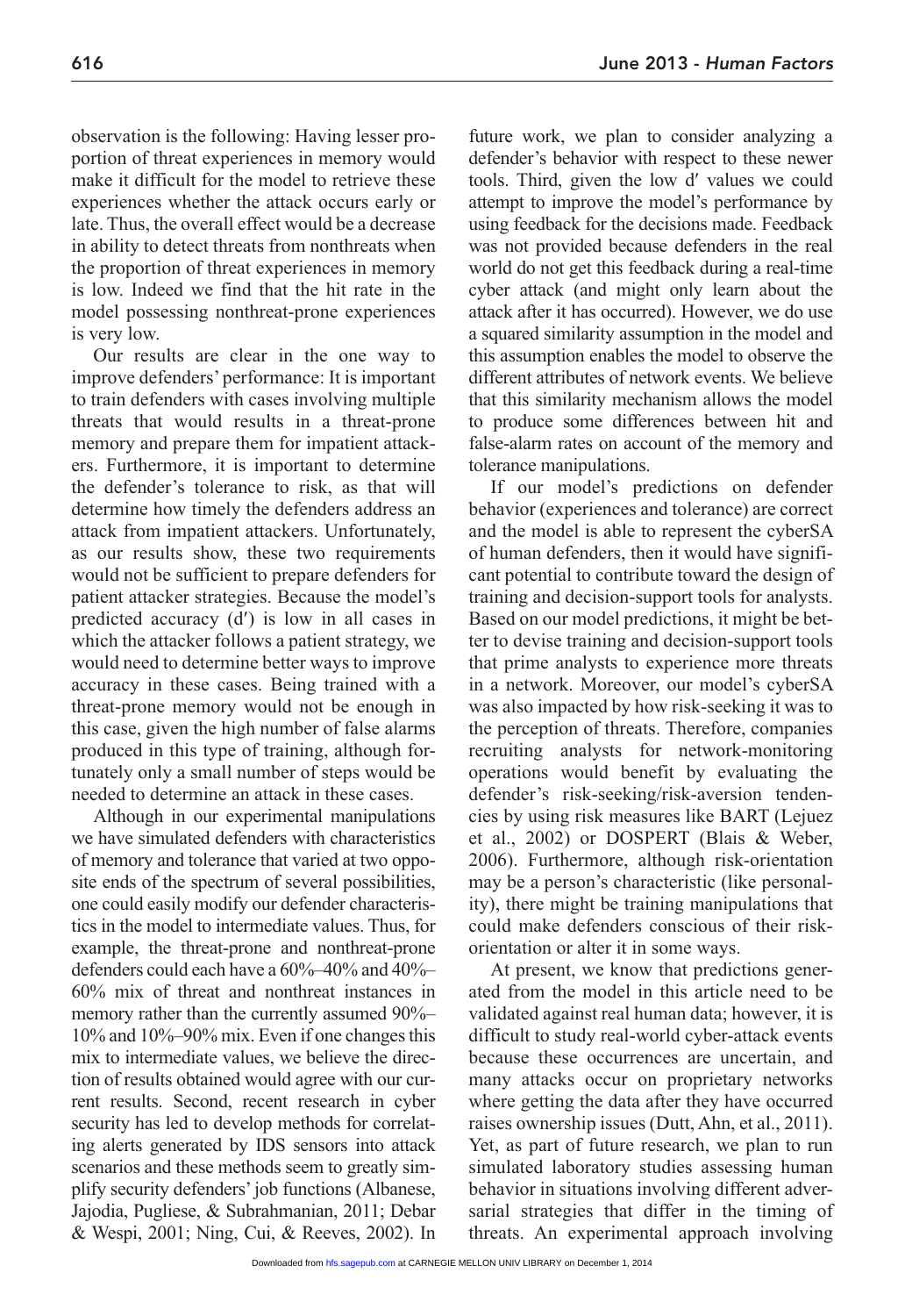observation is the following: Having lesser proportion of threat experiences in memory would make it difficult for the model to retrieve these experiences whether the attack occurs early or late. Thus, the overall effect would be a decrease in ability to detect threats from nonthreats when the proportion of threat experiences in memory is low. Indeed we find that the hit rate in the model possessing nonthreat-prone experiences is very low.

Our results are clear in the one way to improve defenders' performance: It is important to train defenders with cases involving multiple threats that would results in a threat-prone memory and prepare them for impatient attackers. Furthermore, it is important to determine the defender's tolerance to risk, as that will determine how timely the defenders address an attack from impatient attackers. Unfortunately, as our results show, these two requirements would not be sufficient to prepare defenders for patient attacker strategies. Because the model's predicted accuracy (d′) is low in all cases in which the attacker follows a patient strategy, we would need to determine better ways to improve accuracy in these cases. Being trained with a threat-prone memory would not be enough in this case, given the high number of false alarms produced in this type of training, although fortunately only a small number of steps would be needed to determine an attack in these cases.

Although in our experimental manipulations we have simulated defenders with characteristics of memory and tolerance that varied at two opposite ends of the spectrum of several possibilities, one could easily modify our defender characteristics in the model to intermediate values. Thus, for example, the threat-prone and nonthreat-prone defenders could each have a 60%–40% and 40%–60% mix of threat and nonthreat instances in memory rather than the currently assumed 90%–10% and 10%–90% mix. Even if one changes this mix to intermediate values, we believe the direction of results obtained would agree with our current results. Second, recent research in cyber security has led to develop methods for correlating alerts generated by IDS sensors into attack scenarios and these methods seem to greatly simplify security defenders' job functions (Albanese, Jajodia, Pugliese, & Subrahmanian, 2011; Debar & Wespi, 2001; Ning, Cui, & Reeves, 2002). In future work, we plan to consider analyzing a defender's behavior with respect to these newer tools. Third, given the low d′ values we could attempt to improve the model's performance by using feedback for the decisions made. Feedback was not provided because defenders in the real world do not get this feedback during a real-time cyber attack (and might only learn about the attack after it has occurred). However, we do use a squared similarity assumption in the model and this assumption enables the model to observe the different attributes of network events. We believe that this similarity mechanism allows the model to produce some differences between hit and false-alarm rates on account of the memory and tolerance manipulations.

If our model's predictions on defender behavior (experiences and tolerance) are correct and the model is able to represent the cyberSA of human defenders, then it would have significant potential to contribute toward the design of training and decision-support tools for analysts. Based on our model predictions, it might be better to devise training and decision-support tools that prime analysts to experience more threats in a network. Moreover, our model's cyberSA was also impacted by how risk-seeking it was to the perception of threats. Therefore, companies recruiting analysts for network-monitoring operations would benefit by evaluating the defender's risk-seeking/risk-aversion tendencies by using risk measures like BART (Lejuez et al., 2002) or DOSPERT (Blais & Weber, 2006). Furthermore, although risk-orientation may be a person's characteristic (like personality), there might be training manipulations that could make defenders conscious of their risk-orientation or alter it in some ways.

At present, we know that predictions generated from the model in this article need to be validated against real human data; however, it is difficult to study real-world cyber-attack events because these occurrences are uncertain, and many attacks occur on proprietary networks where getting the data after they have occurred raises ownership issues (Dutt, Ahn, et al., 2011). Yet, as part of future research, we plan to run simulated laboratory studies assessing human behavior in situations involving different adversarial strategies that differ in the timing of threats. An experimental approach involving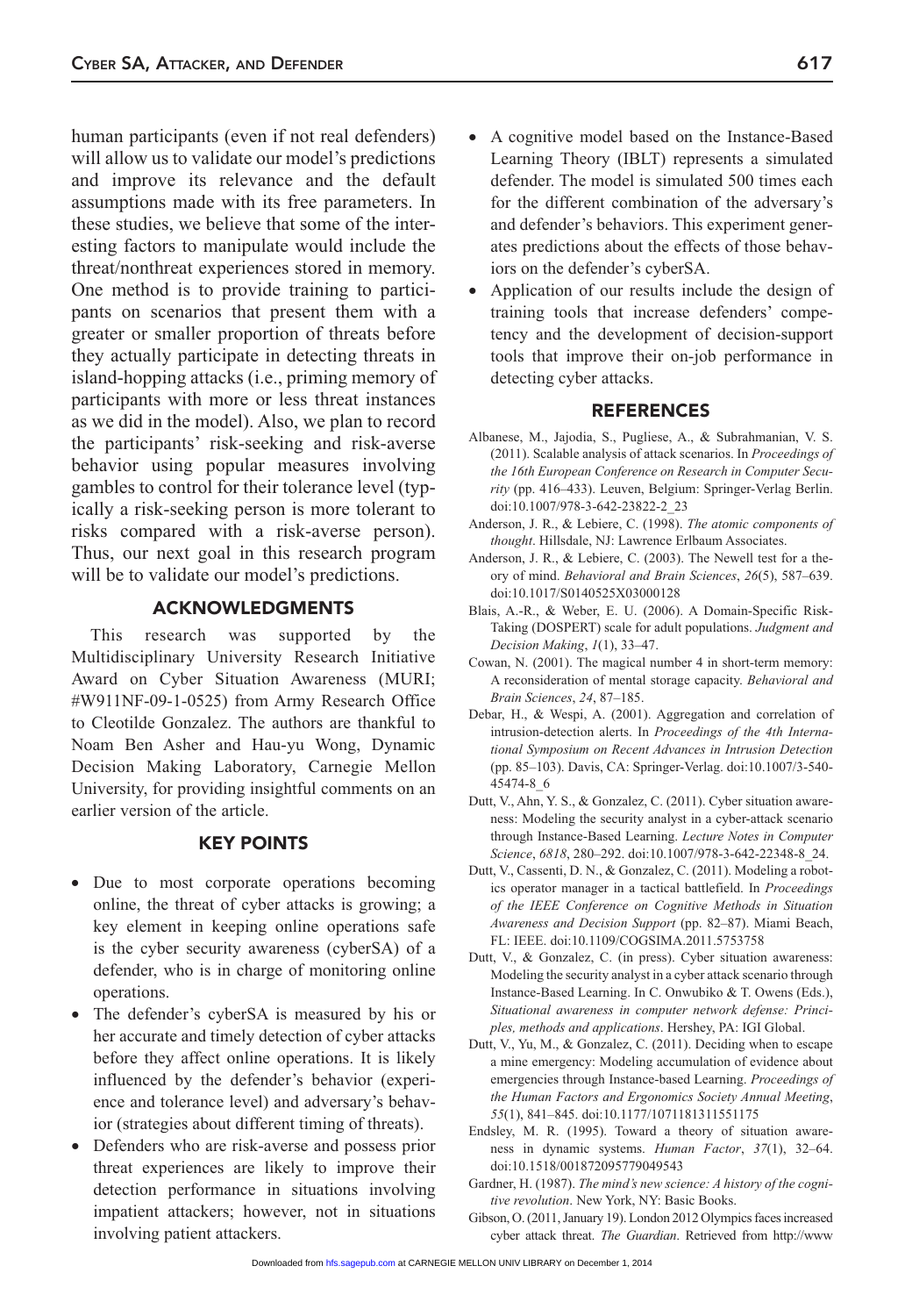human participants (even if not real defenders) will allow us to validate our model's predictions and improve its relevance and the default assumptions made with its free parameters. In these studies, we believe that some of the interesting factors to manipulate would include the threat/nonthreat experiences stored in memory. One method is to provide training to participants on scenarios that present them with a greater or smaller proportion of threats before they actually participate in detecting threats in island-hopping attacks (i.e., priming memory of participants with more or less threat instances as we did in the model). Also, we plan to record the participants' risk-seeking and risk-averse behavior using popular measures involving gambles to control for their tolerance level (typically a risk-seeking person is more tolerant to risks compared with a risk-averse person). Thus, our next goal in this research program will be to validate our model's predictions.

## ACKNOWLEDGMENTS

This research was supported by the Multidisciplinary University Research Initiative Award on Cyber Situation Awareness (MURI; #W911NF-09-1-0525) from Army Research Office to Cleotilde Gonzalez. The authors are thankful to Noam Ben Asher and Hau-yu Wong, Dynamic Decision Making Laboratory, Carnegie Mellon University, for providing insightful comments on an earlier version of the article.

## KEY POINTS

- Due to most corporate operations becoming online, the threat of cyber attacks is growing; a key element in keeping online operations safe is the cyber security awareness (cyberSA) of a defender, who is in charge of monitoring online operations.
- The defender's cyberSA is measured by his or her accurate and timely detection of cyber attacks before they affect online operations. It is likely influenced by the defender's behavior (experience and tolerance level) and adversary's behavior (strategies about different timing of threats).
- Defenders who are risk-averse and possess prior threat experiences are likely to improve their detection performance in situations involving impatient attackers; however, not in situations involving patient attackers.
- A cognitive model based on the Instance-Based Learning Theory (IBLT) represents a simulated defender. The model is simulated 500 times each for the different combination of the adversary's and defender's behaviors. This experiment generates predictions about the effects of those behaviors on the defender's cyberSA.
- Application of our results include the design of training tools that increase defenders' competency and the development of decision-support tools that improve their on-job performance in detecting cyber attacks.

## REFERENCES

Albanese, M., Jajodia, S., Pugliese, A., & Subrahmanian, V. S. (2011). Scalable analysis of attack scenarios. In *Proceedings of the 16th European Conference on Research in Computer Security* (pp. 416–433). Leuven, Belgium: Springer-Verlag Berlin. doi:10.1007/978-3-642-23822-2_23

Anderson, J. R., & Lebiere, C. (1998). *The atomic components of thought*. Hillsdale, NJ: Lawrence Erlbaum Associates.

Anderson, J. R., & Lebiere, C. (2003). The Newell test for a theory of mind. *Behavioral and Brain Sciences*, *26*(5), 587–639. doi:10.1017/S0140525X03000128

Blais, A.-R., & Weber, E. U. (2006). A Domain-Specific Risk-Taking (DOSPERT) scale for adult populations. *Judgment and Decision Making*, *1*(1), 33–47.

Cowan, N. (2001). The magical number 4 in short-term memory: A reconsideration of mental storage capacity. *Behavioral and Brain Sciences*, *24*, 87–185.

Debar, H., & Wespi, A. (2001). Aggregation and correlation of intrusion-detection alerts. In *Proceedings of the 4th International Symposium on Recent Advances in Intrusion Detection* (pp. 85–103). Davis, CA: Springer-Verlag. doi:10.1007/3-540-45474-8_6

Dutt, V., Ahn, Y. S., & Gonzalez, C. (2011). Cyber situation awareness: Modeling the security analyst in a cyber-attack scenario through Instance-Based Learning. *Lecture Notes in Computer Science*, *6818*, 280–292. doi:10.1007/978-3-642-22348-8_24.

Dutt, V., Cassenti, D. N., & Gonzalez, C. (2011). Modeling a robotics operator manager in a tactical battlefield. In *Proceedings of the IEEE Conference on Cognitive Methods in Situation Awareness and Decision Support* (pp. 82–87). Miami Beach, FL: IEEE. doi:10.1109/COGSIMA.2011.5753758

Dutt, V., & Gonzalez, C. (in press). Cyber situation awareness: Modeling the security analyst in a cyber attack scenario through Instance-Based Learning. In C. Onwubiko & T. Owens (Eds.), *Situational awareness in computer network defense: Principles, methods and applications*. Hershey, PA: IGI Global.

Dutt, V., Yu, M., & Gonzalez, C. (2011). Deciding when to escape a mine emergency: Modeling accumulation of evidence about emergencies through Instance-based Learning. *Proceedings of the Human Factors and Ergonomics Society Annual Meeting*, *55*(1), 841–845. doi:10.1177/1071181311551175

Endsley, M. R. (1995). Toward a theory of situation awareness in dynamic systems. *Human Factor*, *37*(1), 32–64. doi:10.1518/001872095779049543

Gardner, H. (1987). *The mind's new science: A history of the cognitive revolution*. New York, NY: Basic Books.

Gibson, O. (2011, January 19). London 2012 Olympics faces increased cyber attack threat. *The Guardian*. Retrieved from http://www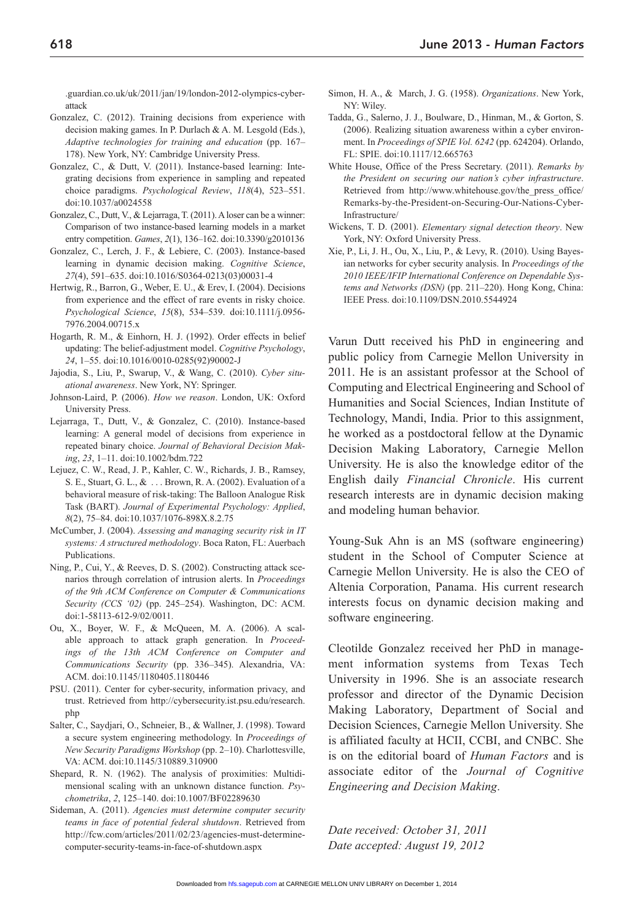.guardian.co.uk/uk/2011/jan/19/london-2012-olympics-cyber-attack

Gonzalez, C. (2012). Training decisions from experience with decision making games. In P. Durlach & A. M. Lesgold (Eds.), *Adaptive technologies for training and education* (pp. 167–178). New York, NY: Cambridge University Press.

Gonzalez, C., & Dutt, V. (2011). Instance-based learning: Integrating decisions from experience in sampling and repeated choice paradigms. *Psychological Review*, *118*(4), 523–551. doi:10.1037/a0024558

Gonzalez, C., Dutt, V., & Lejarraga, T. (2011). A loser can be a winner: Comparison of two instance-based learning models in a market entry competition. *Games*, *2*(1), 136–162. doi:10.3390/g2010136

Gonzalez, C., Lerch, J. F., & Lebiere, C. (2003). Instance-based learning in dynamic decision making. *Cognitive Science*, *27*(4), 591–635. doi:10.1016/S0364-0213(03)00031-4

Hertwig, R., Barron, G., Weber, E. U., & Erev, I. (2004). Decisions from experience and the effect of rare events in risky choice. *Psychological Science*, *15*(8), 534–539. doi:10.1111/j.0956-7976.2004.00715.x

Hogarth, R. M., & Einhorn, H. J. (1992). Order effects in belief updating: The belief-adjustment model. *Cognitive Psychology*, *24*, 1–55. doi:10.1016/0010-0285(92)90002-J

Jajodia, S., Liu, P., Swarup, V., & Wang, C. (2010). *Cyber situational awareness*. New York, NY: Springer.

Johnson-Laird, P. (2006). *How we reason*. London, UK: Oxford University Press.

Lejarraga, T., Dutt, V., & Gonzalez, C. (2010). Instance-based learning: A general model of decisions from experience in repeated binary choice. *Journal of Behavioral Decision Making*, *23*, 1–11. doi:10.1002/bdm.722

Lejuez, C. W., Read, J. P., Kahler, C. W., Richards, J. B., Ramsey, S. E., Stuart, G. L., & . . . Brown, R. A. (2002). Evaluation of a behavioral measure of risk-taking: The Balloon Analogue Risk Task (BART). *Journal of Experimental Psychology: Applied*, *8*(2), 75–84. doi:10.1037/1076-898X.8.2.75

McCumber, J. (2004). *Assessing and managing security risk in IT systems: A structured methodology*. Boca Raton, FL: Auerbach Publications.

Ning, P., Cui, Y., & Reeves, D. S. (2002). Constructing attack scenarios through correlation of intrusion alerts. In *Proceedings of the 9th ACM Conference on Computer & Communications Security (CCS '02)* (pp. 245–254). Washington, DC: ACM. doi:1-58113-612-9/02/0011.

Ou, X., Boyer, W. F., & McQueen, M. A. (2006). A scalable approach to attack graph generation. In *Proceedings of the 13th ACM Conference on Computer and Communications Security* (pp. 336–345). Alexandria, VA: ACM. doi:10.1145/1180405.1180446

PSU. (2011). Center for cyber-security, information privacy, and trust. Retrieved from http://cybersecurity.ist.psu.edu/research.php

Salter, C., Saydjari, O., Schneier, B., & Wallner, J. (1998). Toward a secure system engineering methodology. In *Proceedings of New Security Paradigms Workshop* (pp. 2–10). Charlottesville, VA: ACM. doi:10.1145/310889.310900

Shepard, R. N. (1962). The analysis of proximities: Multidimensional scaling with an unknown distance function. *Psychometrika*, *2*, 125–140. doi:10.1007/BF02289630

Sideman, A. (2011). *Agencies must determine computer security teams in face of potential federal shutdown*. Retrieved from http://fcw.com/articles/2011/02/23/agencies-must-determine-computer-security-teams-in-face-of-shutdown.aspx

Simon, H. A., & March, J. G. (1958). *Organizations*. New York, NY: Wiley.

Tadda, G., Salerno, J. J., Boulware, D., Hinman, M., & Gorton, S. (2006). Realizing situation awareness within a cyber environment. In *Proceedings of SPIE Vol. 6242* (pp. 624204). Orlando, FL: SPIE. doi:10.1117/12.665763

White House, Office of the Press Secretary. (2011). *Remarks by the President on securing our nation's cyber infrastructure*. Retrieved from http://www.whitehouse.gov/the_press_office/Remarks-by-the-President-on-Securing-Our-Nations-Cyber-Infrastructure/

Wickens, T. D. (2001). *Elementary signal detection theory*. New York, NY: Oxford University Press.

Xie, P., Li, J. H., Ou, X., Liu, P., & Levy, R. (2010). Using Bayesian networks for cyber security analysis. In *Proceedings of the 2010 IEEE/IFIP International Conference on Dependable Systems and Networks (DSN)* (pp. 211–220). Hong Kong, China: IEEE Press. doi:10.1109/DSN.2010.5544924

Varun Dutt received his PhD in engineering and public policy from Carnegie Mellon University in 2011. He is an assistant professor at the School of Computing and Electrical Engineering and School of Humanities and Social Sciences, Indian Institute of Technology, Mandi, India. Prior to this assignment, he worked as a postdoctoral fellow at the Dynamic Decision Making Laboratory, Carnegie Mellon University. He is also the knowledge editor of the English daily *Financial Chronicle*. His current research interests are in dynamic decision making and modeling human behavior.

Young-Suk Ahn is an MS (software engineering) student in the School of Computer Science at Carnegie Mellon University. He is also the CEO of Altenia Corporation, Panama. His current research interests focus on dynamic decision making and software engineering.

Cleotilde Gonzalez received her PhD in management information systems from Texas Tech University in 1996. She is an associate research professor and director of the Dynamic Decision Making Laboratory, Department of Social and Decision Sciences, Carnegie Mellon University. She is affiliated faculty at HCII, CCBI, and CNBC. She is on the editorial board of *Human Factors* and is associate editor of the *Journal of Cognitive Engineering and Decision Making*.

*Date received: October 31, 2011*
*Date accepted: August 19, 2012*